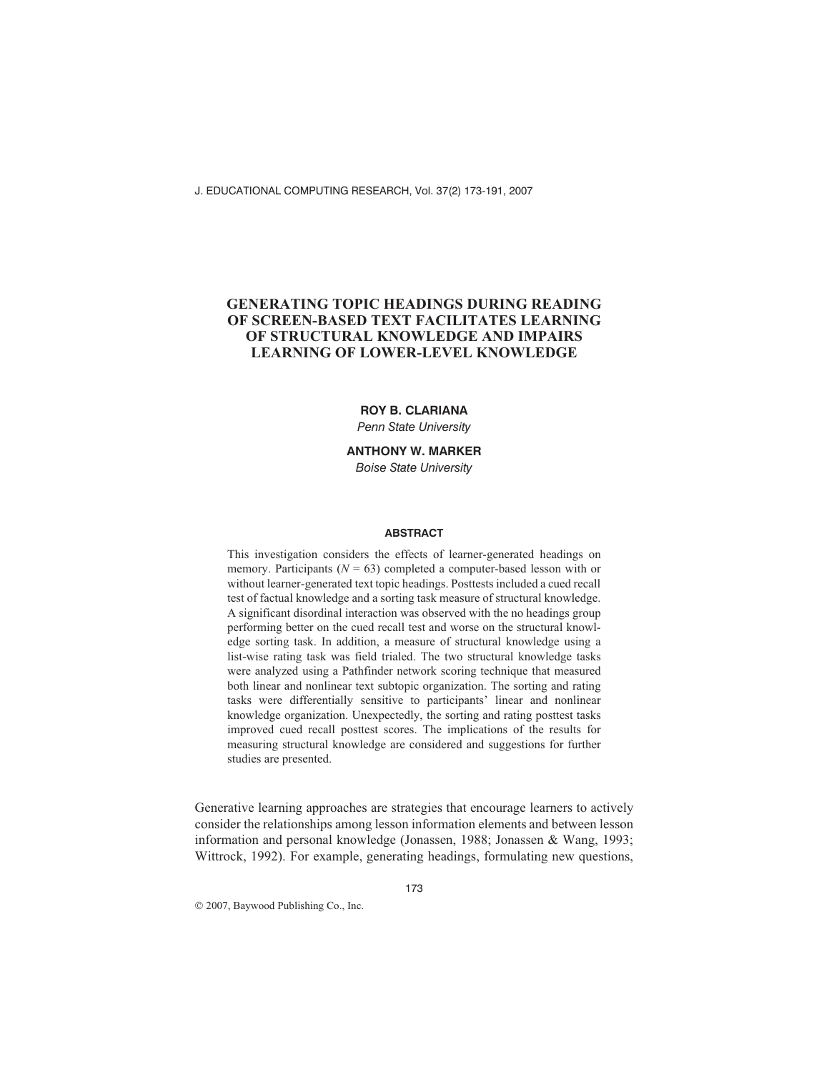# GENERATING TOPIC HEADINGS DURING READING OF SCREEN-BASED TEXT FACILITATES LEARNING OF STRUCTURAL KNOWLEDGE AND IMPAIRS LEARNING OF LOWER-LEVEL KNOWLEDGE

**ROY B. CLARIANA**
*Penn State University*

**ANTHONY W. MARKER**
*Boise State University*

## ABSTRACT

This investigation considers the effects of learner-generated headings on memory. Participants ($N = 63$) completed a computer-based lesson with or without learner-generated text topic headings. Posttests included a cued recall test of factual knowledge and a sorting task measure of structural knowledge. A significant disordinal interaction was observed with the no headings group performing better on the cued recall test and worse on the structural knowledge sorting task. In addition, a measure of structural knowledge using a list-wise rating task was field trialed. The two structural knowledge tasks were analyzed using a Pathfinder network scoring technique that measured both linear and nonlinear text subtopic organization. The sorting and rating tasks were differentially sensitive to participants' linear and nonlinear knowledge organization. Unexpectedly, the sorting and rating posttest tasks improved cued recall posttest scores. The implications of the results for measuring structural knowledge are considered and suggestions for further studies are presented.

Generative learning approaches are strategies that encourage learners to actively consider the relationships among lesson information elements and between lesson information and personal knowledge (Jonassen, 1988; Jonassen & Wang, 1993; Wittrock, 1992). For example, generating headings, formulating new questions,

© 2007, Baywood Publishing Co., Inc.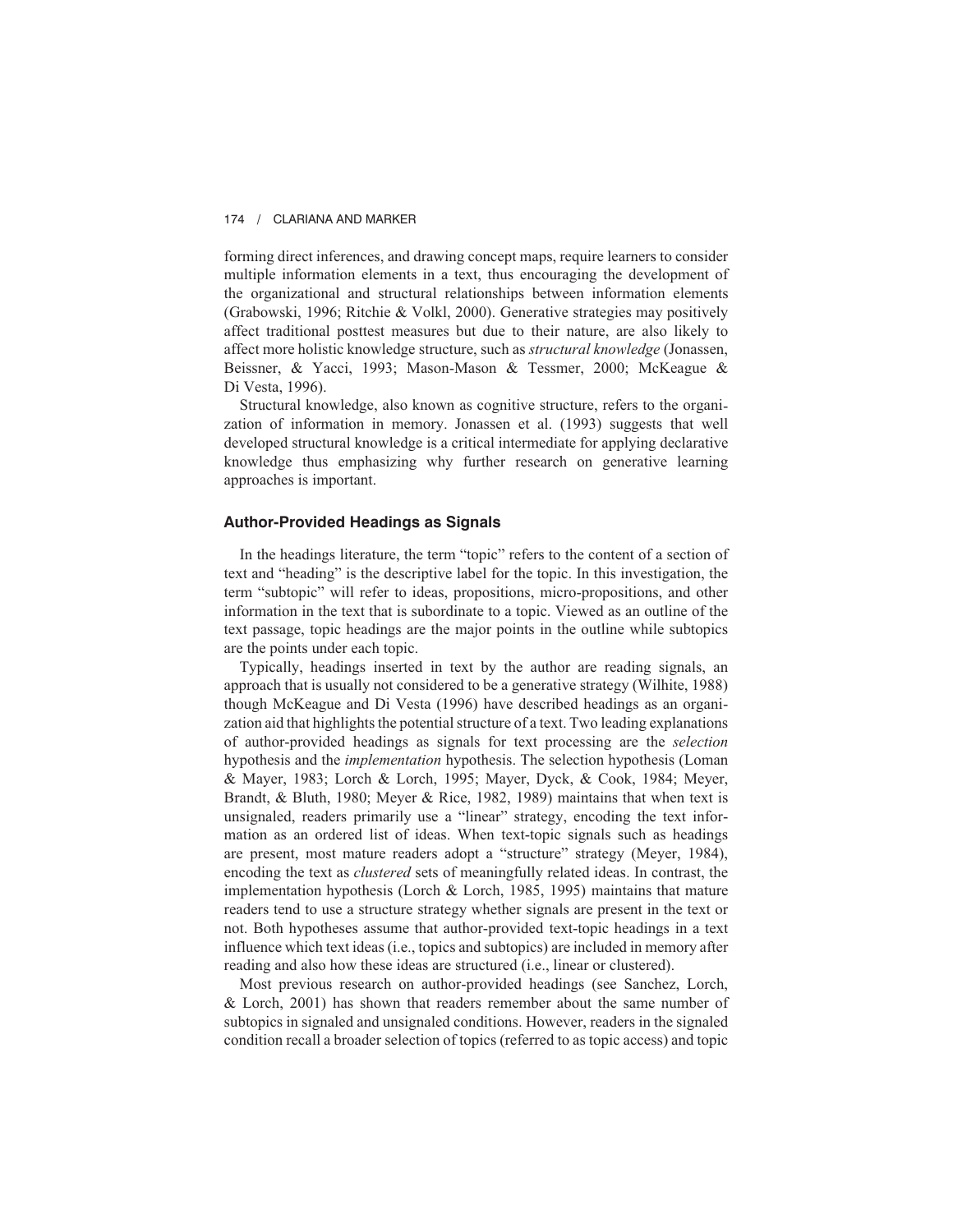forming direct inferences, and drawing concept maps, require learners to consider multiple information elements in a text, thus encouraging the development of the organizational and structural relationships between information elements (Grabowski, 1996; Ritchie & Volkl, 2000). Generative strategies may positively affect traditional posttest measures but due to their nature, are also likely to affect more holistic knowledge structure, such as *structural knowledge* (Jonassen, Beissner, & Yacci, 1993; Mason-Mason & Tessmer, 2000; McKeague & Di Vesta, 1996).

Structural knowledge, also known as cognitive structure, refers to the organization of information in memory. Jonassen et al. (1993) suggests that well developed structural knowledge is a critical intermediate for applying declarative knowledge thus emphasizing why further research on generative learning approaches is important.

## Author-Provided Headings as Signals

In the headings literature, the term "topic" refers to the content of a section of text and "heading" is the descriptive label for the topic. In this investigation, the term "subtopic" will refer to ideas, propositions, micro-propositions, and other information in the text that is subordinate to a topic. Viewed as an outline of the text passage, topic headings are the major points in the outline while subtopics are the points under each topic.

Typically, headings inserted in text by the author are reading signals, an approach that is usually not considered to be a generative strategy (Wilhite, 1988) though McKeague and Di Vesta (1996) have described headings as an organization aid that highlights the potential structure of a text. Two leading explanations of author-provided headings as signals for text processing are the *selection* hypothesis and the *implementation* hypothesis. The selection hypothesis (Loman & Mayer, 1983; Lorch & Lorch, 1995; Mayer, Dyck, & Cook, 1984; Meyer, Brandt, & Bluth, 1980; Meyer & Rice, 1982, 1989) maintains that when text is unsignaled, readers primarily use a "linear" strategy, encoding the text information as an ordered list of ideas. When text-topic signals such as headings are present, most mature readers adopt a "structure" strategy (Meyer, 1984), encoding the text as *clustered* sets of meaningfully related ideas. In contrast, the implementation hypothesis (Lorch & Lorch, 1985, 1995) maintains that mature readers tend to use a structure strategy whether signals are present in the text or not. Both hypotheses assume that author-provided text-topic headings in a text influence which text ideas (i.e., topics and subtopics) are included in memory after reading and also how these ideas are structured (i.e., linear or clustered).

Most previous research on author-provided headings (see Sanchez, Lorch, & Lorch, 2001) has shown that readers remember about the same number of subtopics in signaled and unsignaled conditions. However, readers in the signaled condition recall a broader selection of topics (referred to as topic access) and topic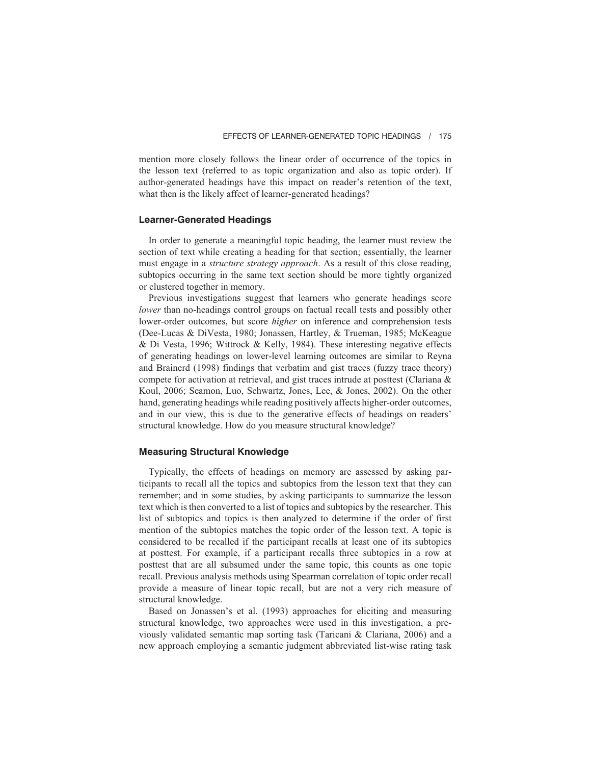mention more closely follows the linear order of occurrence of the topics in the lesson text (referred to as topic organization and also as topic order). If author-generated headings have this impact on reader's retention of the text, what then is the likely affect of learner-generated headings?

### Learner-Generated Headings

In order to generate a meaningful topic heading, the learner must review the section of text while creating a heading for that section; essentially, the learner must engage in a *structure strategy approach*. As a result of this close reading, subtopics occurring in the same text section should be more tightly organized or clustered together in memory.

Previous investigations suggest that learners who generate headings score *lower* than no-headings control groups on factual recall tests and possibly other lower-order outcomes, but score *higher* on inference and comprehension tests (Dee-Lucas & DiVesta, 1980; Jonassen, Hartley, & Trueman, 1985; McKeague & Di Vesta, 1996; Wittrock & Kelly, 1984). These interesting negative effects of generating headings on lower-level learning outcomes are similar to Reyna and Brainerd (1998) findings that verbatim and gist traces (fuzzy trace theory) compete for activation at retrieval, and gist traces intrude at posttest (Clariana & Koul, 2006; Seamon, Luo, Schwartz, Jones, Lee, & Jones, 2002). On the other hand, generating headings while reading positively affects higher-order outcomes, and in our view, this is due to the generative effects of headings on readers' structural knowledge. How do you measure structural knowledge?

### Measuring Structural Knowledge

Typically, the effects of headings on memory are assessed by asking participants to recall all the topics and subtopics from the lesson text that they can remember; and in some studies, by asking participants to summarize the lesson text which is then converted to a list of topics and subtopics by the researcher. This list of subtopics and topics is then analyzed to determine if the order of first mention of the subtopics matches the topic order of the lesson text. A topic is considered to be recalled if the participant recalls at least one of its subtopics at posttest. For example, if a participant recalls three subtopics in a row at posttest that are all subsumed under the same topic, this counts as one topic recall. Previous analysis methods using Spearman correlation of topic order recall provide a measure of linear topic recall, but are not a very rich measure of structural knowledge.

Based on Jonassen's et al. (1993) approaches for eliciting and measuring structural knowledge, two approaches were used in this investigation, a previously validated semantic map sorting task (Taricani & Clariana, 2006) and a new approach employing a semantic judgment abbreviated list-wise rating task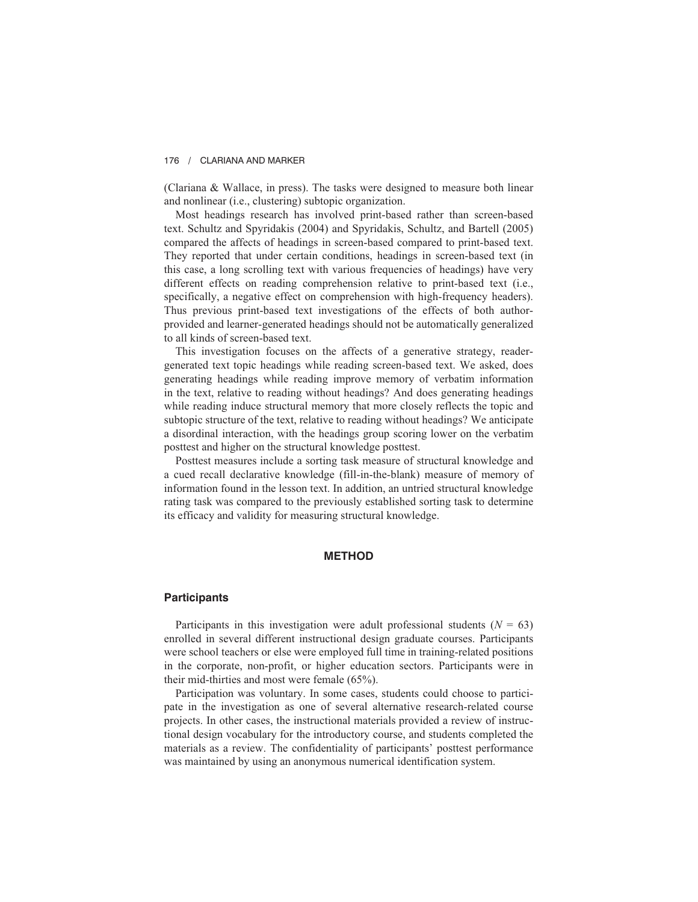(Clariana & Wallace, in press). The tasks were designed to measure both linear and nonlinear (i.e., clustering) subtopic organization.

Most headings research has involved print-based rather than screen-based text. Schultz and Spyridakis (2004) and Spyridakis, Schultz, and Bartell (2005) compared the affects of headings in screen-based compared to print-based text. They reported that under certain conditions, headings in screen-based text (in this case, a long scrolling text with various frequencies of headings) have very different effects on reading comprehension relative to print-based text (i.e., specifically, a negative effect on comprehension with high-frequency headers). Thus previous print-based text investigations of the effects of both author-provided and learner-generated headings should not be automatically generalized to all kinds of screen-based text.

This investigation focuses on the affects of a generative strategy, reader-generated text topic headings while reading screen-based text. We asked, does generating headings while reading improve memory of verbatim information in the text, relative to reading without headings? And does generating headings while reading induce structural memory that more closely reflects the topic and subtopic structure of the text, relative to reading without headings? We anticipate a disordinal interaction, with the headings group scoring lower on the verbatim posttest and higher on the structural knowledge posttest.

Posttest measures include a sorting task measure of structural knowledge and a cued recall declarative knowledge (fill-in-the-blank) measure of memory of information found in the lesson text. In addition, an untried structural knowledge rating task was compared to the previously established sorting task to determine its efficacy and validity for measuring structural knowledge.

## METHOD

### Participants

Participants in this investigation were adult professional students ($N$ = 63) enrolled in several different instructional design graduate courses. Participants were school teachers or else were employed full time in training-related positions in the corporate, non-profit, or higher education sectors. Participants were in their mid-thirties and most were female (65%).

Participation was voluntary. In some cases, students could choose to participate in the investigation as one of several alternative research-related course projects. In other cases, the instructional materials provided a review of instructional design vocabulary for the introductory course, and students completed the materials as a review. The confidentiality of participants' posttest performance was maintained by using an anonymous numerical identification system.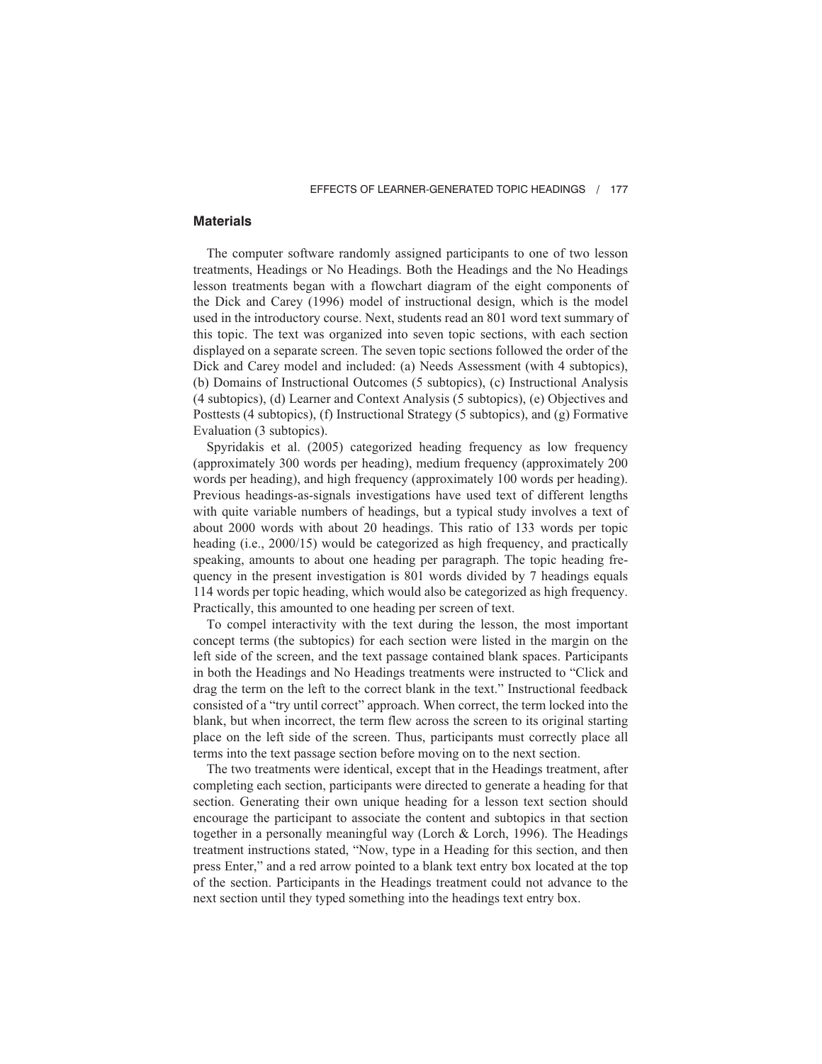## Materials

The computer software randomly assigned participants to one of two lesson treatments, Headings or No Headings. Both the Headings and the No Headings lesson treatments began with a flowchart diagram of the eight components of the Dick and Carey (1996) model of instructional design, which is the model used in the introductory course. Next, students read an 801 word text summary of this topic. The text was organized into seven topic sections, with each section displayed on a separate screen. The seven topic sections followed the order of the Dick and Carey model and included: (a) Needs Assessment (with 4 subtopics), (b) Domains of Instructional Outcomes (5 subtopics), (c) Instructional Analysis (4 subtopics), (d) Learner and Context Analysis (5 subtopics), (e) Objectives and Posttests (4 subtopics), (f) Instructional Strategy (5 subtopics), and (g) Formative Evaluation (3 subtopics).

Spyridakis et al. (2005) categorized heading frequency as low frequency (approximately 300 words per heading), medium frequency (approximately 200 words per heading), and high frequency (approximately 100 words per heading). Previous headings-as-signals investigations have used text of different lengths with quite variable numbers of headings, but a typical study involves a text of about 2000 words with about 20 headings. This ratio of 133 words per topic heading (i.e., 2000/15) would be categorized as high frequency, and practically speaking, amounts to about one heading per paragraph. The topic heading frequency in the present investigation is 801 words divided by 7 headings equals 114 words per topic heading, which would also be categorized as high frequency. Practically, this amounted to one heading per screen of text.

To compel interactivity with the text during the lesson, the most important concept terms (the subtopics) for each section were listed in the margin on the left side of the screen, and the text passage contained blank spaces. Participants in both the Headings and No Headings treatments were instructed to "Click and drag the term on the left to the correct blank in the text." Instructional feedback consisted of a "try until correct" approach. When correct, the term locked into the blank, but when incorrect, the term flew across the screen to its original starting place on the left side of the screen. Thus, participants must correctly place all terms into the text passage section before moving on to the next section.

The two treatments were identical, except that in the Headings treatment, after completing each section, participants were directed to generate a heading for that section. Generating their own unique heading for a lesson text section should encourage the participant to associate the content and subtopics in that section together in a personally meaningful way (Lorch & Lorch, 1996). The Headings treatment instructions stated, "Now, type in a Heading for this section, and then press Enter," and a red arrow pointed to a blank text entry box located at the top of the section. Participants in the Headings treatment could not advance to the next section until they typed something into the headings text entry box.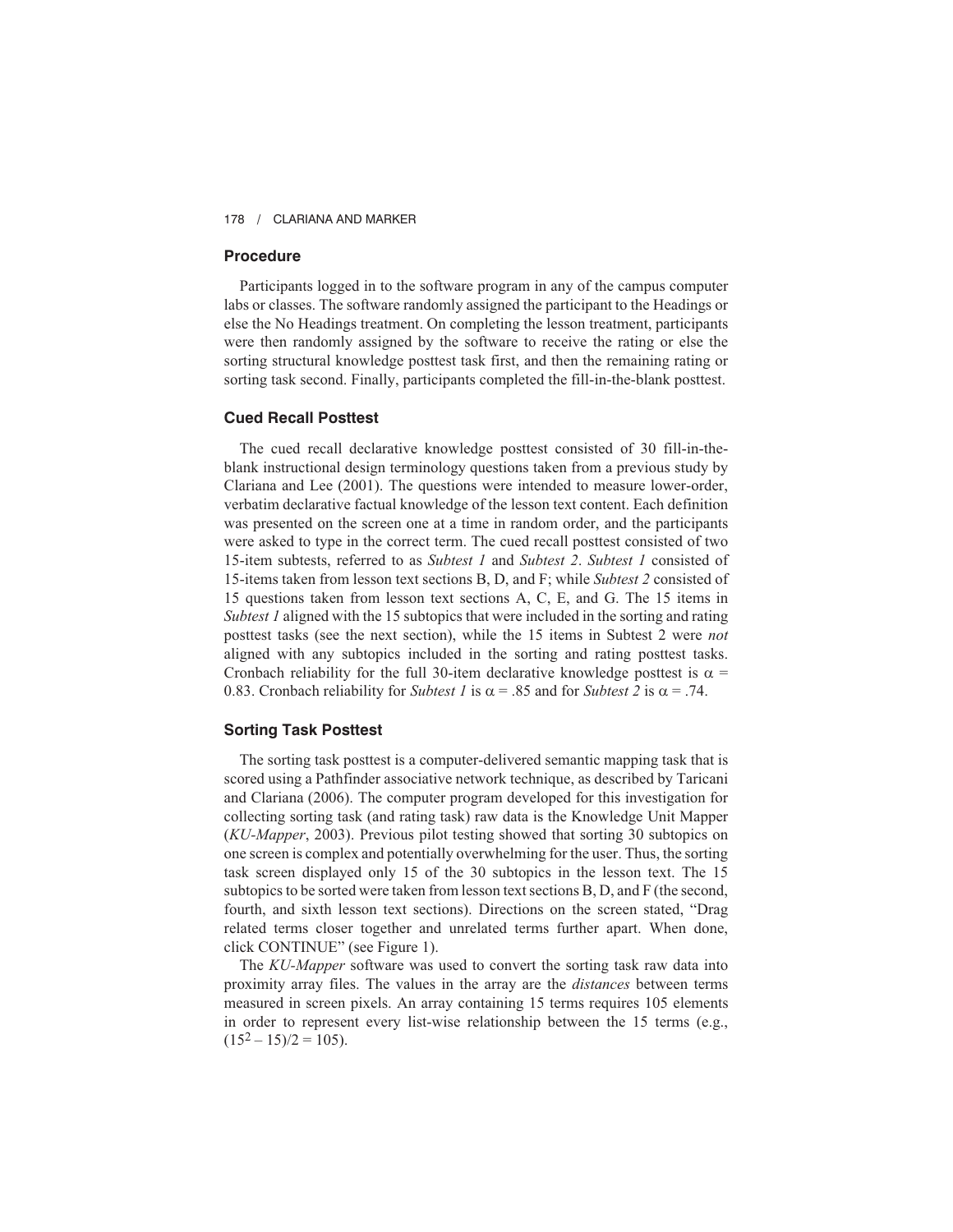## Procedure

Participants logged in to the software program in any of the campus computer labs or classes. The software randomly assigned the participant to the Headings or else the No Headings treatment. On completing the lesson treatment, participants were then randomly assigned by the software to receive the rating or else the sorting structural knowledge posttest task first, and then the remaining rating or sorting task second. Finally, participants completed the fill-in-the-blank posttest.

## Cued Recall Posttest

The cued recall declarative knowledge posttest consisted of 30 fill-in-the-blank instructional design terminology questions taken from a previous study by Clariana and Lee (2001). The questions were intended to measure lower-order, verbatim declarative factual knowledge of the lesson text content. Each definition was presented on the screen one at a time in random order, and the participants were asked to type in the correct term. The cued recall posttest consisted of two 15-item subtests, referred to as *Subtest 1* and *Subtest 2*. *Subtest 1* consisted of 15-items taken from lesson text sections B, D, and F; while *Subtest 2* consisted of 15 questions taken from lesson text sections A, C, E, and G. The 15 items in *Subtest 1* aligned with the 15 subtopics that were included in the sorting and rating posttest tasks (see the next section), while the 15 items in Subtest 2 were *not* aligned with any subtopics included in the sorting and rating posttest tasks. Cronbach reliability for the full 30-item declarative knowledge posttest is $\alpha$ = 0.83. Cronbach reliability for *Subtest 1* is $\alpha$ = .85 and for *Subtest 2* is $\alpha$ = .74.

## Sorting Task Posttest

The sorting task posttest is a computer-delivered semantic mapping task that is scored using a Pathfinder associative network technique, as described by Taricani and Clariana (2006). The computer program developed for this investigation for collecting sorting task (and rating task) raw data is the Knowledge Unit Mapper (*KU-Mapper*, 2003). Previous pilot testing showed that sorting 30 subtopics on one screen is complex and potentially overwhelming for the user. Thus, the sorting task screen displayed only 15 of the 30 subtopics in the lesson text. The 15 subtopics to be sorted were taken from lesson text sections B, D, and F (the second, fourth, and sixth lesson text sections). Directions on the screen stated, "Drag related terms closer together and unrelated terms further apart. When done, click CONTINUE" (see Figure 1).

The *KU-Mapper* software was used to convert the sorting task raw data into proximity array files. The values in the array are the *distances* between terms measured in screen pixels. An array containing 15 terms requires 105 elements in order to represent every list-wise relationship between the 15 terms (e.g., $(15^2 - 15)/2 = 105$).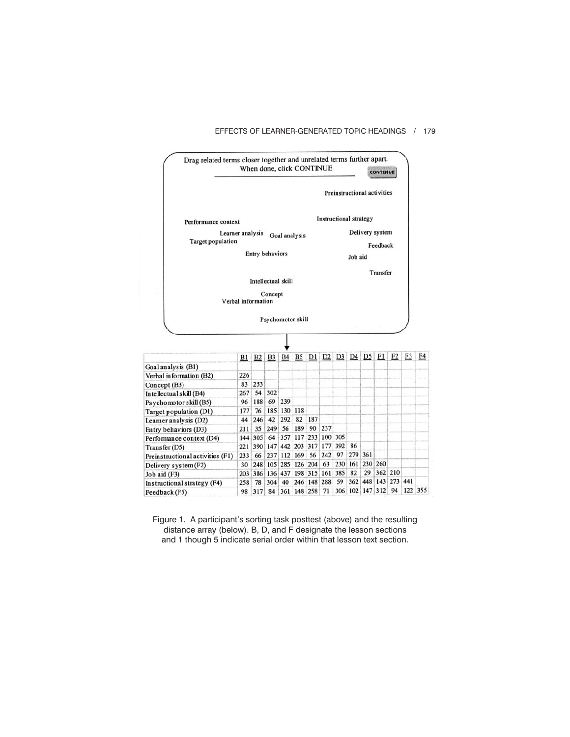Drag related terms closer together and unrelated terms further apart.
When done, click CONTINUE

CONTINUE

Preinstructional activities

Performance context

Instructional strategy

Learner analysis

Goal analysis

Delivery system

Target population

Feedback

Entry behaviors

Job aid

Transfer

Intellectual skill

Concept

Verbal information

Psychomotor skill

| | B1 | B2 | B3 | B4 | B5 | D1 | D2 | D3 | D4 | D5 | F1 | F2 | F3 | F4 |
|---|---|---|---|---|---|---|---|---|---|---|---|---|---|---|
| Goal analysis (B1) | | | | | | | | | | | | | | |
| Verbal information (B2) | 226 | | | | | | | | | | | | | |
| Concept (B3) | 83 | 253 | | | | | | | | | | | | |
| Intellectual skill (B4) | 267 | 54 | 302 | | | | | | | | | | | |
| Psychomotor skill (B5) | 96 | 188 | 69 | 239 | | | | | | | | | | |
| Target population (D1) | 177 | 76 | 185 | 130 | 118 | | | | | | | | | |
| Learner analysis (D2) | 44 | 246 | 42 | 292 | 82 | 187 | | | | | | | | |
| Entry behaviors (D3) | 211 | 35 | 249 | 56 | 189 | 90 | 237 | | | | | | | |
| Performance context (D4) | 144 | 305 | 64 | 357 | 117 | 233 | 100 | 305 | | | | | | |
| Transfer (D5) | 221 | 390 | 147 | 442 | 203 | 317 | 177 | 392 | 86 | | | | | |
| Preinstructional activities (F1) | 233 | 66 | 237 | 112 | 169 | 56 | 242 | 97 | 279 | 361 | | | | |
| Delivery system (F2) | 30 | 248 | 105 | 285 | 126 | 204 | 63 | 230 | 161 | 230 | 260 | | | |
| Job aid (F3) | 203 | 386 | 136 | 437 | 198 | 315 | 161 | 385 | 82 | 29 | 362 | 210 | | |
| Instructional strategy (F4) | 258 | 78 | 304 | 40 | 246 | 148 | 288 | 59 | 362 | 448 | 143 | 273 | 441 | |
| Feedback (F5) | 98 | 317 | 84 | 361 | 148 | 258 | 71 | 306 | 102 | 147 | 312 | 94 | 122 | 355 |

Figure 1. A participant's sorting task posttest (above) and the resulting distance array (below). B, D, and F designate the lesson sections and 1 though 5 indicate serial order within that lesson text section.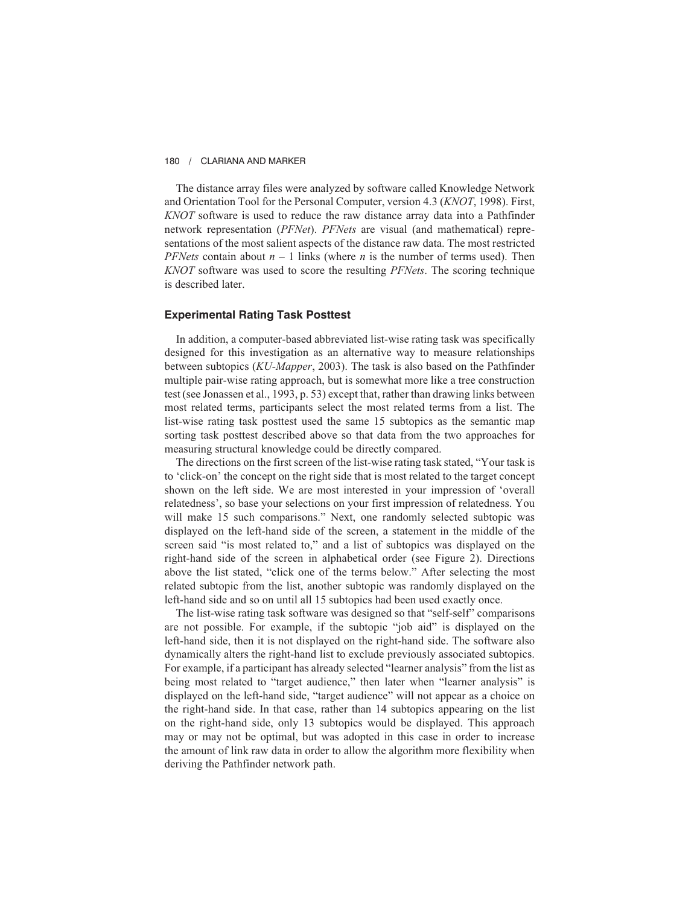The distance array files were analyzed by software called Knowledge Network and Orientation Tool for the Personal Computer, version 4.3 (*KNOT*, 1998). First, *KNOT* software is used to reduce the raw distance array data into a Pathfinder network representation (*PFNet*). *PFNets* are visual (and mathematical) representations of the most salient aspects of the distance raw data. The most restricted *PFNets* contain about $n - 1$ links (where $n$ is the number of terms used). Then *KNOT* software was used to score the resulting *PFNets*. The scoring technique is described later.

### Experimental Rating Task Posttest

In addition, a computer-based abbreviated list-wise rating task was specifically designed for this investigation as an alternative way to measure relationships between subtopics (*KU-Mapper*, 2003). The task is also based on the Pathfinder multiple pair-wise rating approach, but is somewhat more like a tree construction test (see Jonassen et al., 1993, p. 53) except that, rather than drawing links between most related terms, participants select the most related terms from a list. The list-wise rating task posttest used the same 15 subtopics as the semantic map sorting task posttest described above so that data from the two approaches for measuring structural knowledge could be directly compared.

The directions on the first screen of the list-wise rating task stated, "Your task is to 'click-on' the concept on the right side that is most related to the target concept shown on the left side. We are most interested in your impression of 'overall relatedness', so base your selections on your first impression of relatedness. You will make 15 such comparisons." Next, one randomly selected subtopic was displayed on the left-hand side of the screen, a statement in the middle of the screen said "is most related to," and a list of subtopics was displayed on the right-hand side of the screen in alphabetical order (see Figure 2). Directions above the list stated, "click one of the terms below." After selecting the most related subtopic from the list, another subtopic was randomly displayed on the left-hand side and so on until all 15 subtopics had been used exactly once.

The list-wise rating task software was designed so that "self-self" comparisons are not possible. For example, if the subtopic "job aid" is displayed on the left-hand side, then it is not displayed on the right-hand side. The software also dynamically alters the right-hand list to exclude previously associated subtopics. For example, if a participant has already selected "learner analysis" from the list as being most related to "target audience," then later when "learner analysis" is displayed on the left-hand side, "target audience" will not appear as a choice on the right-hand side. In that case, rather than 14 subtopics appearing on the list on the right-hand side, only 13 subtopics would be displayed. This approach may or may not be optimal, but was adopted in this case in order to increase the amount of link raw data in order to allow the algorithm more flexibility when deriving the Pathfinder network path.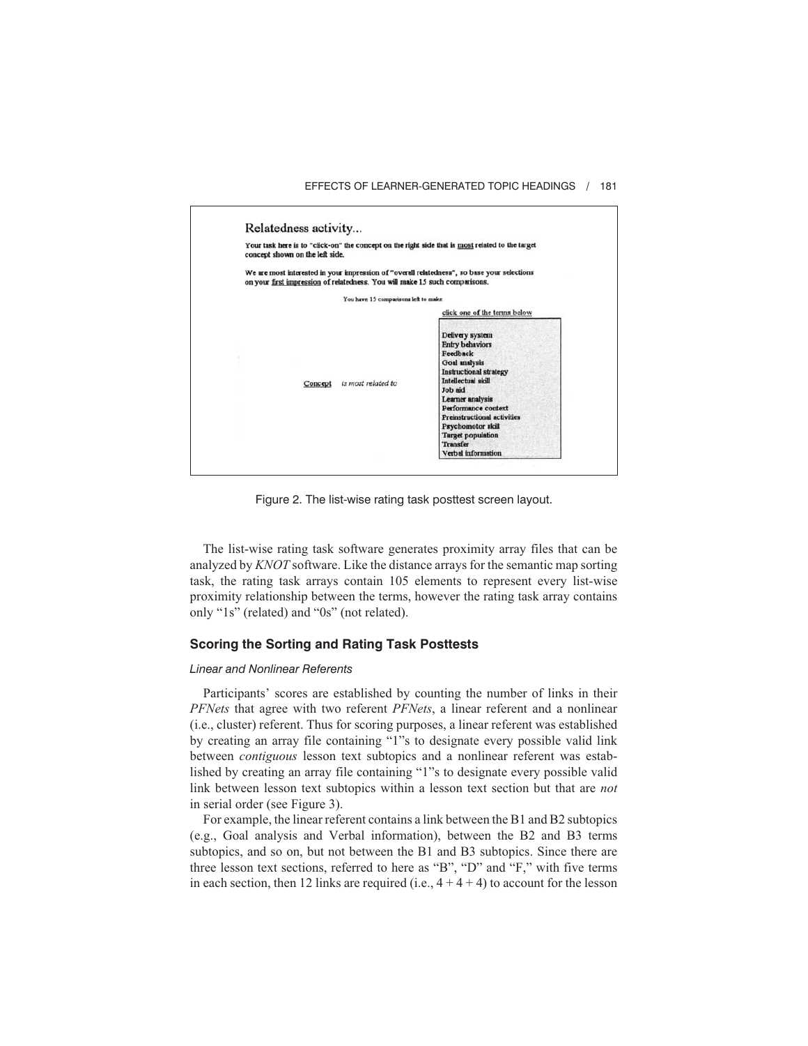Relatedness activity...

Your task here is to "click-on" the concept on the right side that is most related to the target concept shown on the left side.

We are most interested in your impression of "overall relatedness", so base your selections on your first impression of relatedness. You will make 15 such comparisons.

You have 15 comparisons left to make

click one of the terms below

Concept *is most related to*

- Delivery system
- Entry behaviors
- Feedback
- Goal analysis
- Instructional strategy
- Intellectual skill
- Job aid
- Learner analysis
- Performance context
- Preinstructional activities
- Psychomotor skill
- Target population
- Transfer
- Verbal information

Figure 2. The list-wise rating task posttest screen layout.

The list-wise rating task software generates proximity array files that can be analyzed by *KNOT* software. Like the distance arrays for the semantic map sorting task, the rating task arrays contain 105 elements to represent every list-wise proximity relationship between the terms, however the rating task array contains only "1s" (related) and "0s" (not related).

## Scoring the Sorting and Rating Task Posttests

### *Linear and Nonlinear Referents*

Participants' scores are established by counting the number of links in their *PFNets* that agree with two referent *PFNets*, a linear referent and a nonlinear (i.e., cluster) referent. Thus for scoring purposes, a linear referent was established by creating an array file containing "1"s to designate every possible valid link between *contiguous* lesson text subtopics and a nonlinear referent was established by creating an array file containing "1"s to designate every possible valid link between lesson text subtopics within a lesson text section but that are *not* in serial order (see Figure 3).

For example, the linear referent contains a link between the B1 and B2 subtopics (e.g., Goal analysis and Verbal information), between the B2 and B3 terms subtopics, and so on, but not between the B1 and B3 subtopics. Since there are three lesson text sections, referred to here as "B", "D" and "F," with five terms in each section, then 12 links are required (i.e., $4 + 4 + 4$) to account for the lesson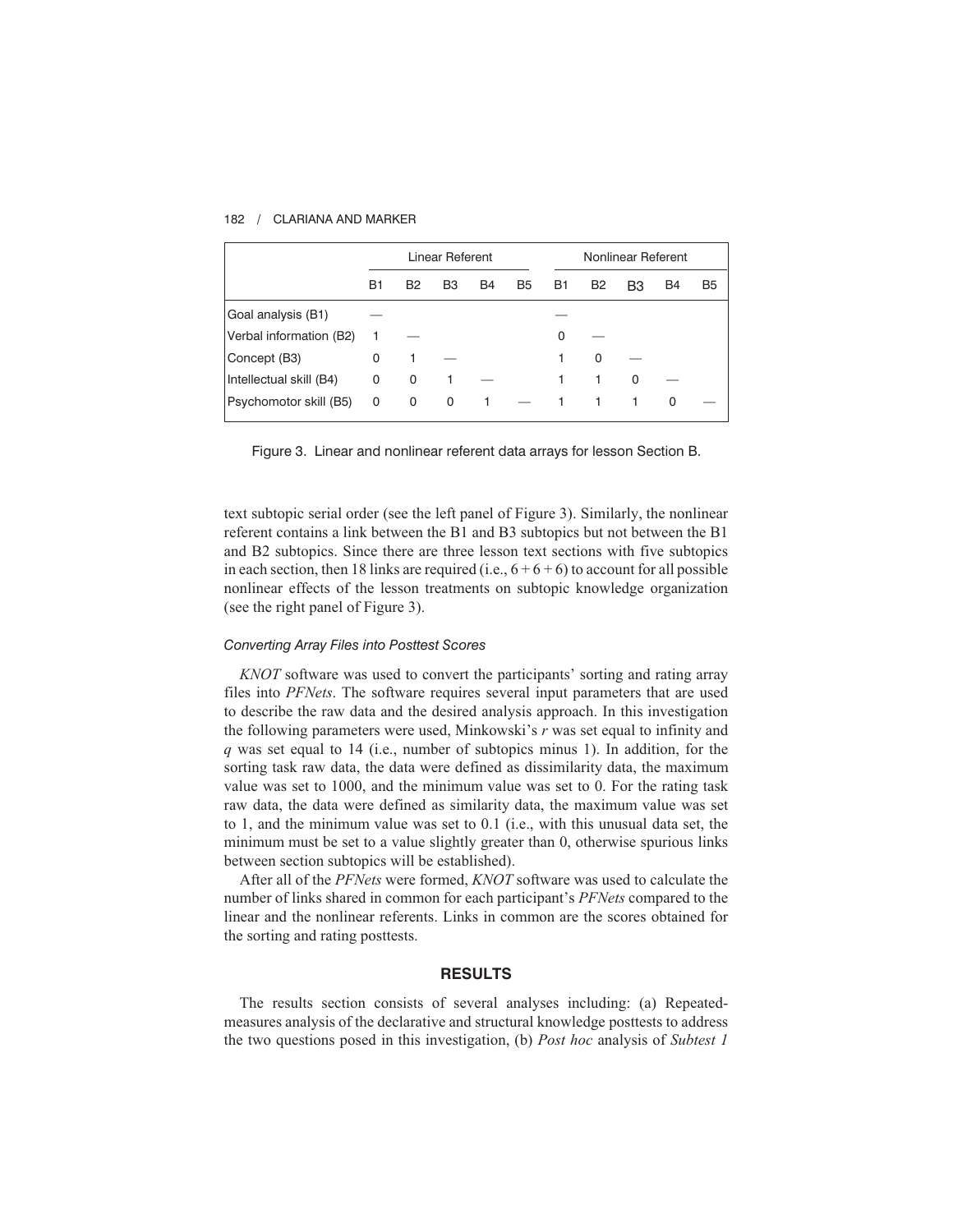| | Linear Referent | | | | | Nonlinear Referent | | | | |
|---|---|---|---|---|---|---|---|---|---|---|
| | B1 | B2 | B3 | B4 | B5 | B1 | B2 | B3 | B4 | B5 |
| Goal analysis (B1) | — | | | | | — | | | | |
| Verbal information (B2) | 1 | — | | | | 0 | — | | | |
| Concept (B3) | 0 | 1 | — | | | 1 | 0 | — | | |
| Intellectual skill (B4) | 0 | 0 | 1 | — | | 1 | 1 | 0 | — | |
| Psychomotor skill (B5) | 0 | 0 | 0 | 1 | — | 1 | 1 | 1 | 0 | — |

Figure 3. Linear and nonlinear referent data arrays for lesson Section B.

text subtopic serial order (see the left panel of Figure 3). Similarly, the nonlinear referent contains a link between the B1 and B3 subtopics but not between the B1 and B2 subtopics. Since there are three lesson text sections with five subtopics in each section, then 18 links are required (i.e., 6 + 6 + 6) to account for all possible nonlinear effects of the lesson treatments on subtopic knowledge organization (see the right panel of Figure 3).

### Converting Array Files into Posttest Scores

*KNOT* software was used to convert the participants' sorting and rating array files into *PFNets*. The software requires several input parameters that are used to describe the raw data and the desired analysis approach. In this investigation the following parameters were used, Minkowski's $r$ was set equal to infinity and $q$ was set equal to 14 (i.e., number of subtopics minus 1). In addition, for the sorting task raw data, the data were defined as dissimilarity data, the maximum value was set to 1000, and the minimum value was set to 0. For the rating task raw data, the data were defined as similarity data, the maximum value was set to 1, and the minimum value was set to 0.1 (i.e., with this unusual data set, the minimum must be set to a value slightly greater than 0, otherwise spurious links between section subtopics will be established).

After all of the *PFNets* were formed, *KNOT* software was used to calculate the number of links shared in common for each participant's *PFNets* compared to the linear and the nonlinear referents. Links in common are the scores obtained for the sorting and rating posttests.

## RESULTS

The results section consists of several analyses including: (a) Repeated-measures analysis of the declarative and structural knowledge posttests to address the two questions posed in this investigation, (b) *Post hoc* analysis of *Subtest 1*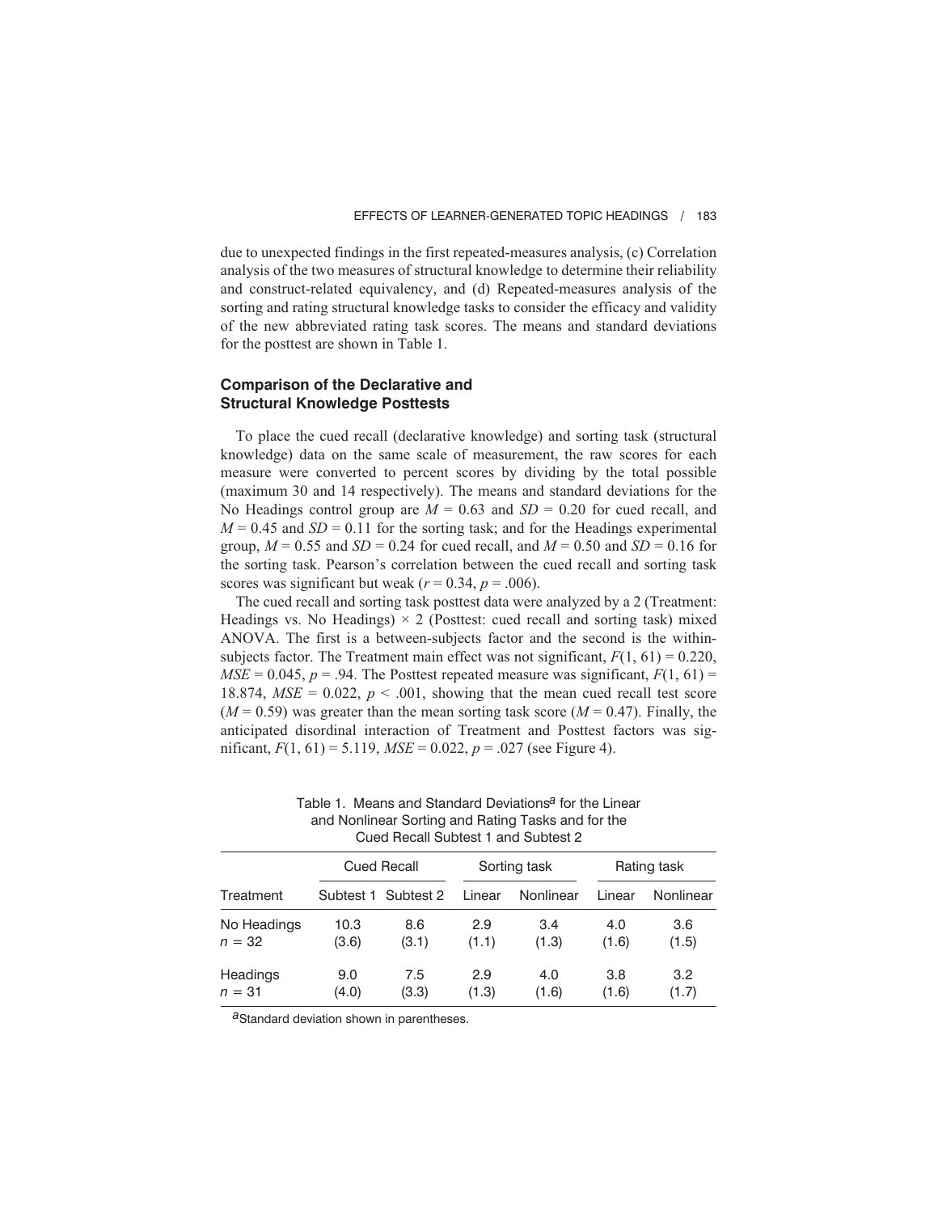due to unexpected findings in the first repeated-measures analysis, (c) Correlation analysis of the two measures of structural knowledge to determine their reliability and construct-related equivalency, and (d) Repeated-measures analysis of the sorting and rating structural knowledge tasks to consider the efficacy and validity of the new abbreviated rating task scores. The means and standard deviations for the posttest are shown in Table 1.

### Comparison of the Declarative and Structural Knowledge Posttests

To place the cued recall (declarative knowledge) and sorting task (structural knowledge) data on the same scale of measurement, the raw scores for each measure were converted to percent scores by dividing by the total possible (maximum 30 and 14 respectively). The means and standard deviations for the No Headings control group are $M = 0.63$ and $SD = 0.20$ for cued recall, and $M = 0.45$ and $SD = 0.11$ for the sorting task; and for the Headings experimental group, $M = 0.55$ and $SD = 0.24$ for cued recall, and $M = 0.50$ and $SD = 0.16$ for the sorting task. Pearson's correlation between the cued recall and sorting task scores was significant but weak ($r = 0.34$, $p = .006$).

The cued recall and sorting task posttest data were analyzed by a 2 (Treatment: Headings vs. No Headings) $\times$ 2 (Posttest: cued recall and sorting task) mixed ANOVA. The first is a between-subjects factor and the second is the within-subjects factor. The Treatment main effect was not significant, $F(1, 61) = 0.220$, $MSE = 0.045$, $p = .94$. The Posttest repeated measure was significant, $F(1, 61) = 18.874$, $MSE = 0.022$, $p < .001$, showing that the mean cued recall test score ($M = 0.59$) was greater than the mean sorting task score ($M = 0.47$). Finally, the anticipated disordinal interaction of Treatment and Posttest factors was significant, $F(1, 61) = 5.119$, $MSE = 0.022$, $p = .027$ (see Figure 4).

Table 1. Means and Standard Deviations[a] for the Linear and Nonlinear Sorting and Rating Tasks and for the Cued Recall Subtest 1 and Subtest 2

| | Cued Recall | | Sorting task | | Rating task | |
|---|---|---|---|---|---|---|
| Treatment | Subtest 1 | Subtest 2 | Linear | Nonlinear | Linear | Nonlinear |
| No Headings | 10.3 | 8.6 | 2.9 | 3.4 | 4.0 | 3.6 |
| $n = 32$ | (3.6) | (3.1) | (1.1) | (1.3) | (1.6) | (1.5) |
| Headings | 9.0 | 7.5 | 2.9 | 4.0 | 3.8 | 3.2 |
| $n = 31$ | (4.0) | (3.3) | (1.3) | (1.6) | (1.6) | (1.7) |

[a]Standard deviation shown in parentheses.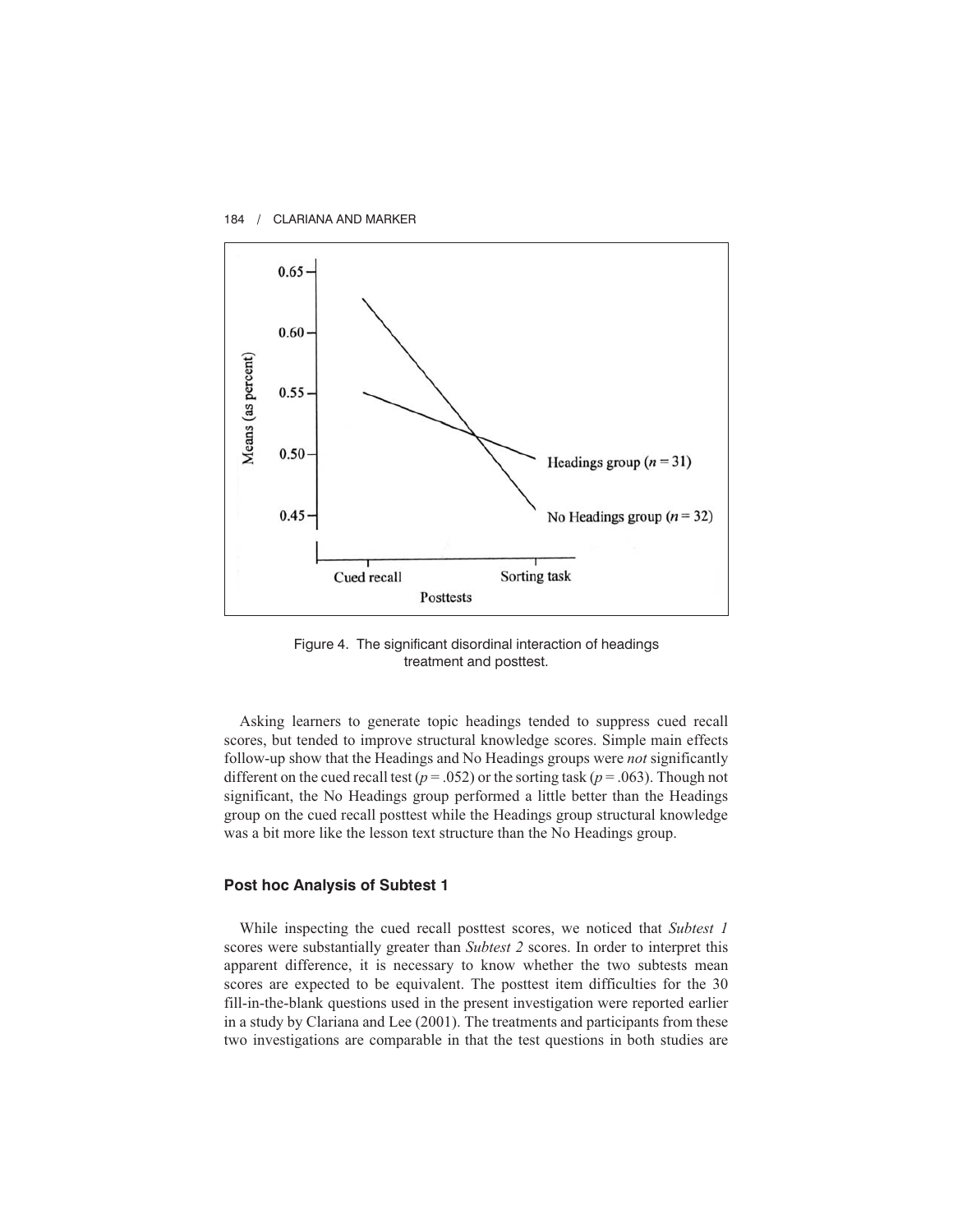Figure 4. The significant disordinal interaction of headings treatment and posttest.

Asking learners to generate topic headings tended to suppress cued recall scores, but tended to improve structural knowledge scores. Simple main effects follow-up show that the Headings and No Headings groups were *not* significantly different on the cued recall test ($p = .052$) or the sorting task ($p = .063$). Though not significant, the No Headings group performed a little better than the Headings group on the cued recall posttest while the Headings group structural knowledge was a bit more like the lesson text structure than the No Headings group.

### Post hoc Analysis of Subtest 1

While inspecting the cued recall posttest scores, we noticed that *Subtest 1* scores were substantially greater than *Subtest 2* scores. In order to interpret this apparent difference, it is necessary to know whether the two subtests mean scores are expected to be equivalent. The posttest item difficulties for the 30 fill-in-the-blank questions used in the present investigation were reported earlier in a study by Clariana and Lee (2001). The treatments and participants from these two investigations are comparable in that the test questions in both studies are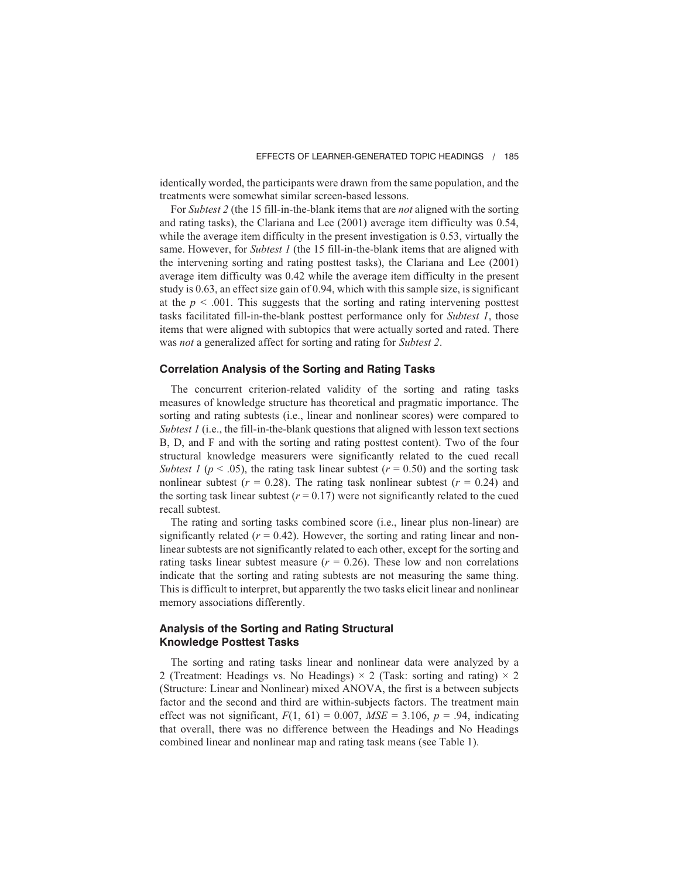identically worded, the participants were drawn from the same population, and the treatments were somewhat similar screen-based lessons.

For *Subtest 2* (the 15 fill-in-the-blank items that are *not* aligned with the sorting and rating tasks), the Clariana and Lee (2001) average item difficulty was 0.54, while the average item difficulty in the present investigation is 0.53, virtually the same. However, for *Subtest 1* (the 15 fill-in-the-blank items that are aligned with the intervening sorting and rating posttest tasks), the Clariana and Lee (2001) average item difficulty was 0.42 while the average item difficulty in the present study is 0.63, an effect size gain of 0.94, which with this sample size, is significant at the $p < .001$. This suggests that the sorting and rating intervening posttest tasks facilitated fill-in-the-blank posttest performance only for *Subtest 1*, those items that were aligned with subtopics that were actually sorted and rated. There was *not* a generalized affect for sorting and rating for *Subtest 2*.

### Correlation Analysis of the Sorting and Rating Tasks

The concurrent criterion-related validity of the sorting and rating tasks measures of knowledge structure has theoretical and pragmatic importance. The sorting and rating subtests (i.e., linear and nonlinear scores) were compared to *Subtest 1* (i.e., the fill-in-the-blank questions that aligned with lesson text sections B, D, and F and with the sorting and rating posttest content). Two of the four structural knowledge measurers were significantly related to the cued recall *Subtest 1* ($p < .05$), the rating task linear subtest ($r = 0.50$) and the sorting task nonlinear subtest ($r = 0.28$). The rating task nonlinear subtest ($r = 0.24$) and the sorting task linear subtest ($r = 0.17$) were not significantly related to the cued recall subtest.

The rating and sorting tasks combined score (i.e., linear plus non-linear) are significantly related ($r = 0.42$). However, the sorting and rating linear and non-linear subtests are not significantly related to each other, except for the sorting and rating tasks linear subtest measure ($r = 0.26$). These low and non correlations indicate that the sorting and rating subtests are not measuring the same thing. This is difficult to interpret, but apparently the two tasks elicit linear and nonlinear memory associations differently.

### Analysis of the Sorting and Rating Structural Knowledge Posttest Tasks

The sorting and rating tasks linear and nonlinear data were analyzed by a 2 (Treatment: Headings vs. No Headings) × 2 (Task: sorting and rating) × 2 (Structure: Linear and Nonlinear) mixed ANOVA, the first is a between subjects factor and the second and third are within-subjects factors. The treatment main effect was not significant, $F(1, 61) = 0.007$, $MSE = 3.106$, $p = .94$, indicating that overall, there was no difference between the Headings and No Headings combined linear and nonlinear map and rating task means (see Table 1).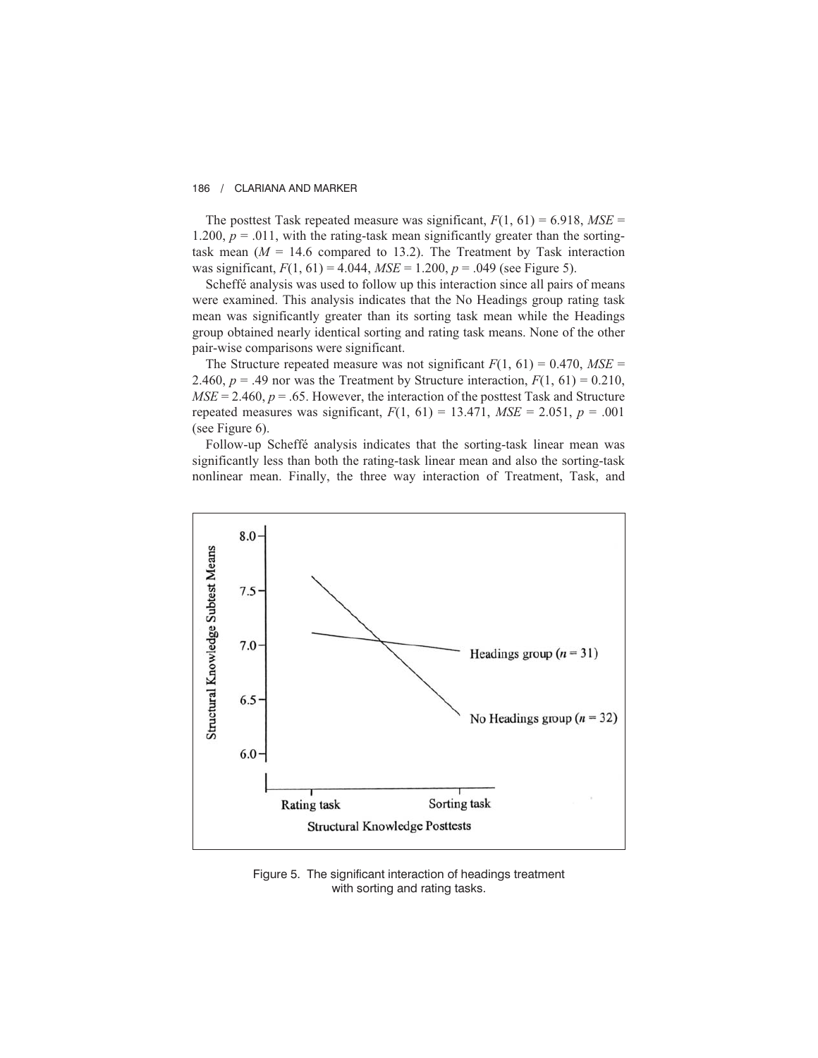The posttest Task repeated measure was significant, $F(1, 61) = 6.918$, $MSE = 1.200$, $p = .011$, with the rating-task mean significantly greater than the sorting-task mean ($M = 14.6$ compared to 13.2). The Treatment by Task interaction was significant, $F(1, 61) = 4.044$, $MSE = 1.200$, $p = .049$ (see Figure 5).

Scheffé analysis was used to follow up this interaction since all pairs of means were examined. This analysis indicates that the No Headings group rating task mean was significantly greater than its sorting task mean while the Headings group obtained nearly identical sorting and rating task means. None of the other pair-wise comparisons were significant.

The Structure repeated measure was not significant $F(1, 61) = 0.470$, $MSE = 2.460$, $p = .49$ nor was the Treatment by Structure interaction, $F(1, 61) = 0.210$, $MSE = 2.460$, $p = .65$. However, the interaction of the posttest Task and Structure repeated measures was significant, $F(1, 61) = 13.471$, $MSE = 2.051$, $p = .001$ (see Figure 6).

Follow-up Scheffé analysis indicates that the sorting-task linear mean was significantly less than both the rating-task linear mean and also the sorting-task nonlinear mean. Finally, the three way interaction of Treatment, Task, and

Figure 5. The significant interaction of headings treatment with sorting and rating tasks.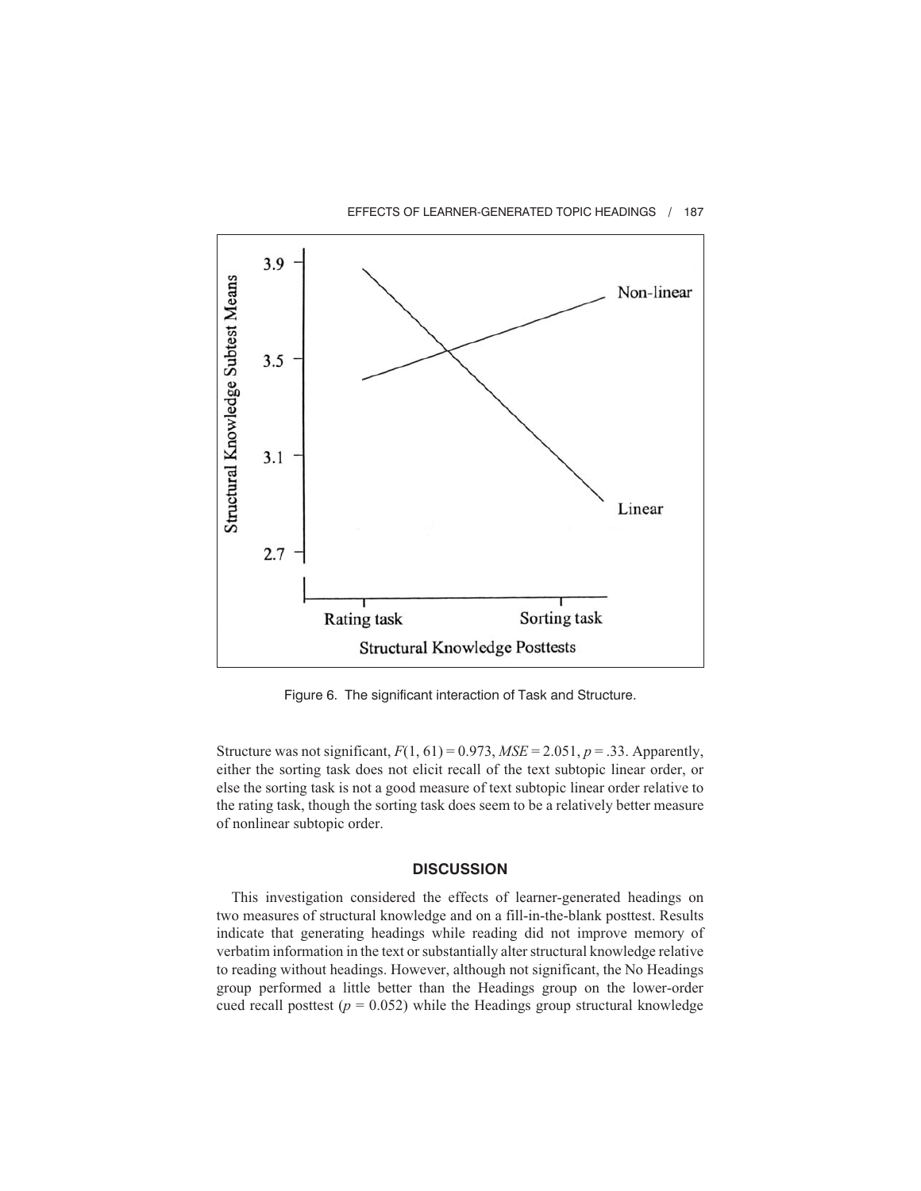Figure 6. The significant interaction of Task and Structure.

Structure was not significant, $F(1, 61) = 0.973$, $MSE = 2.051$, $p = .33$. Apparently, either the sorting task does not elicit recall of the text subtopic linear order, or else the sorting task is not a good measure of text subtopic linear order relative to the rating task, though the sorting task does seem to be a relatively better measure of nonlinear subtopic order.

## DISCUSSION

This investigation considered the effects of learner-generated headings on two measures of structural knowledge and on a fill-in-the-blank posttest. Results indicate that generating headings while reading did not improve memory of verbatim information in the text or substantially alter structural knowledge relative to reading without headings. However, although not significant, the No Headings group performed a little better than the Headings group on the lower-order cued recall posttest ($p = 0.052$) while the Headings group structural knowledge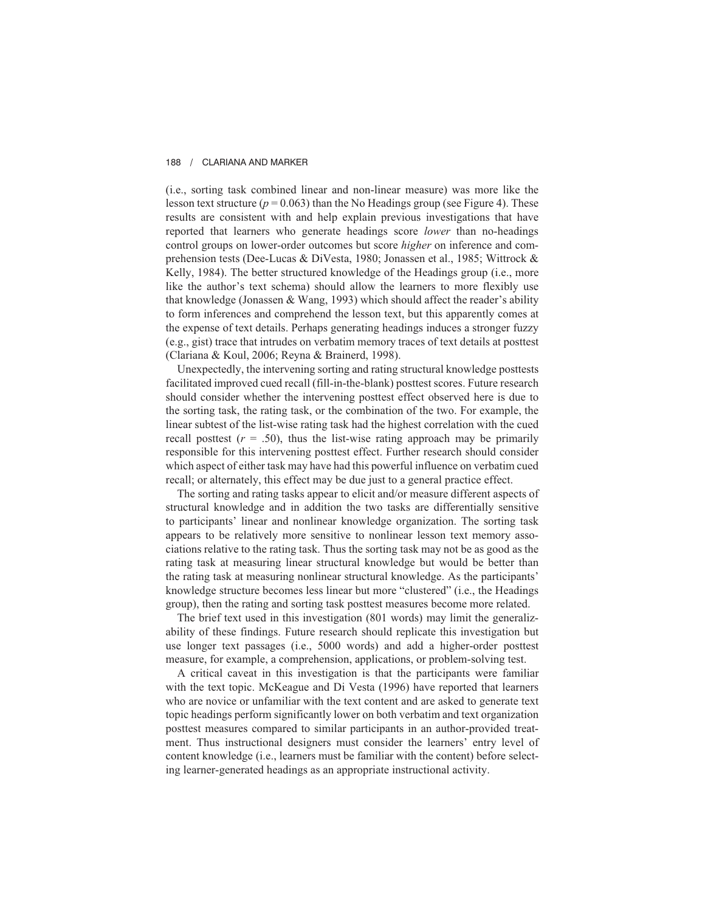(i.e., sorting task combined linear and non-linear measure) was more like the lesson text structure ($p = 0.063$) than the No Headings group (see Figure 4). These results are consistent with and help explain previous investigations that have reported that learners who generate headings score *lower* than no-headings control groups on lower-order outcomes but score *higher* on inference and comprehension tests (Dee-Lucas & DiVesta, 1980; Jonassen et al., 1985; Wittrock & Kelly, 1984). The better structured knowledge of the Headings group (i.e., more like the author's text schema) should allow the learners to more flexibly use that knowledge (Jonassen & Wang, 1993) which should affect the reader's ability to form inferences and comprehend the lesson text, but this apparently comes at the expense of text details. Perhaps generating headings induces a stronger fuzzy (e.g., gist) trace that intrudes on verbatim memory traces of text details at posttest (Clariana & Koul, 2006; Reyna & Brainerd, 1998).

Unexpectedly, the intervening sorting and rating structural knowledge posttests facilitated improved cued recall (fill-in-the-blank) posttest scores. Future research should consider whether the intervening posttest effect observed here is due to the sorting task, the rating task, or the combination of the two. For example, the linear subtest of the list-wise rating task had the highest correlation with the cued recall posttest ($r = .50$), thus the list-wise rating approach may be primarily responsible for this intervening posttest effect. Further research should consider which aspect of either task may have had this powerful influence on verbatim cued recall; or alternately, this effect may be due just to a general practice effect.

The sorting and rating tasks appear to elicit and/or measure different aspects of structural knowledge and in addition the two tasks are differentially sensitive to participants' linear and nonlinear knowledge organization. The sorting task appears to be relatively more sensitive to nonlinear lesson text memory associations relative to the rating task. Thus the sorting task may not be as good as the rating task at measuring linear structural knowledge but would be better than the rating task at measuring nonlinear structural knowledge. As the participants' knowledge structure becomes less linear but more "clustered" (i.e., the Headings group), then the rating and sorting task posttest measures become more related.

The brief text used in this investigation (801 words) may limit the generalizability of these findings. Future research should replicate this investigation but use longer text passages (i.e., 5000 words) and add a higher-order posttest measure, for example, a comprehension, applications, or problem-solving test.

A critical caveat in this investigation is that the participants were familiar with the text topic. McKeague and Di Vesta (1996) have reported that learners who are novice or unfamiliar with the text content and are asked to generate text topic headings perform significantly lower on both verbatim and text organization posttest measures compared to similar participants in an author-provided treatment. Thus instructional designers must consider the learners' entry level of content knowledge (i.e., learners must be familiar with the content) before selecting learner-generated headings as an appropriate instructional activity.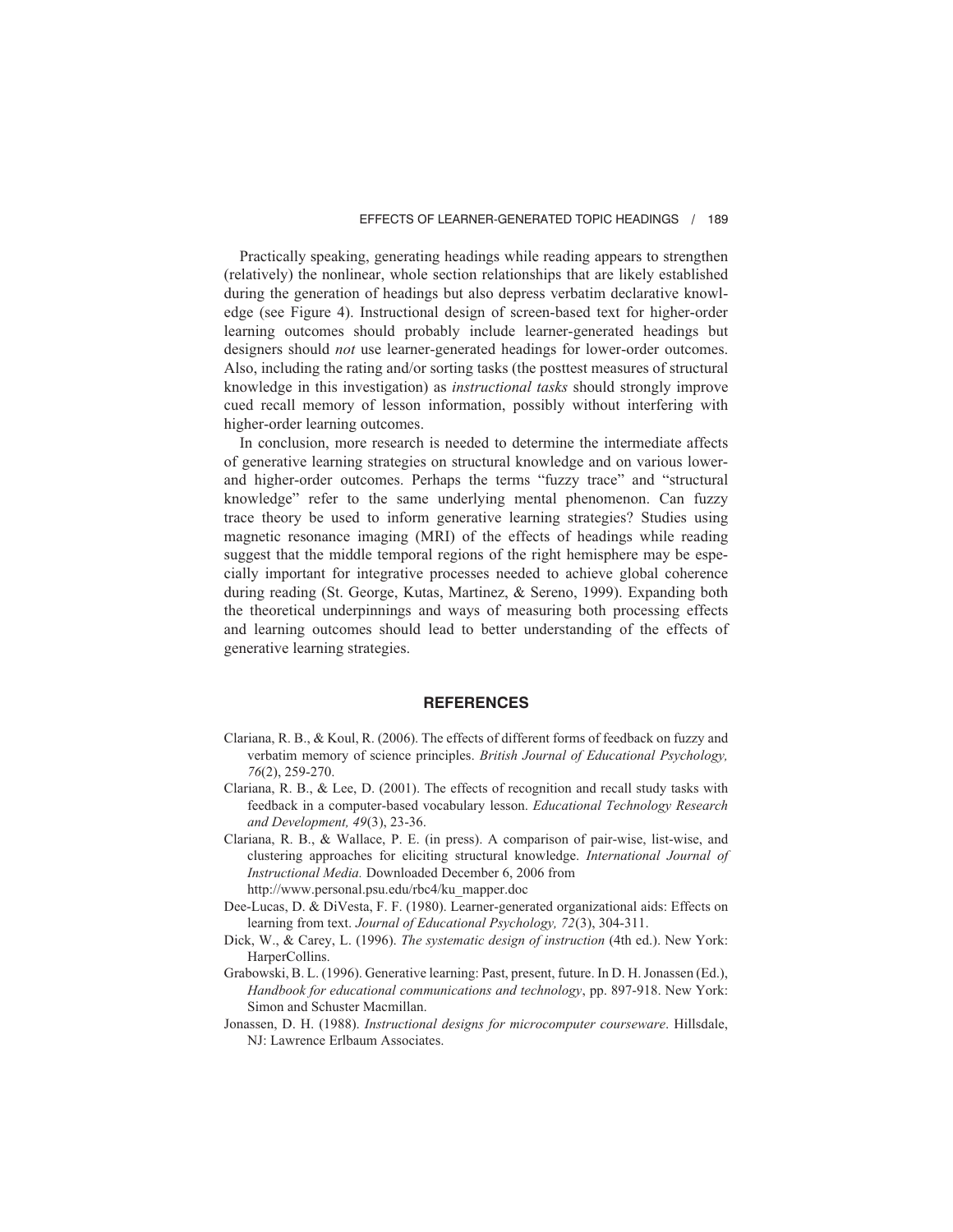Practically speaking, generating headings while reading appears to strengthen (relatively) the nonlinear, whole section relationships that are likely established during the generation of headings but also depress verbatim declarative knowledge (see Figure 4). Instructional design of screen-based text for higher-order learning outcomes should probably include learner-generated headings but designers should *not* use learner-generated headings for lower-order outcomes. Also, including the rating and/or sorting tasks (the posttest measures of structural knowledge in this investigation) as *instructional tasks* should strongly improve cued recall memory of lesson information, possibly without interfering with higher-order learning outcomes.

In conclusion, more research is needed to determine the intermediate affects of generative learning strategies on structural knowledge and on various lower- and higher-order outcomes. Perhaps the terms "fuzzy trace" and "structural knowledge" refer to the same underlying mental phenomenon. Can fuzzy trace theory be used to inform generative learning strategies? Studies using magnetic resonance imaging (MRI) of the effects of headings while reading suggest that the middle temporal regions of the right hemisphere may be especially important for integrative processes needed to achieve global coherence during reading (St. George, Kutas, Martinez, & Sereno, 1999). Expanding both the theoretical underpinnings and ways of measuring both processing effects and learning outcomes should lead to better understanding of the effects of generative learning strategies.

## REFERENCES

Clariana, R. B., & Koul, R. (2006). The effects of different forms of feedback on fuzzy and verbatim memory of science principles. *British Journal of Educational Psychology, 76*(2), 259-270.

Clariana, R. B., & Lee, D. (2001). The effects of recognition and recall study tasks with feedback in a computer-based vocabulary lesson. *Educational Technology Research and Development, 49*(3), 23-36.

Clariana, R. B., & Wallace, P. E. (in press). A comparison of pair-wise, list-wise, and clustering approaches for eliciting structural knowledge. *International Journal of Instructional Media.* Downloaded December 6, 2006 from http://www.personal.psu.edu/rbc4/ku_mapper.doc

Dee-Lucas, D. & DiVesta, F. F. (1980). Learner-generated organizational aids: Effects on learning from text. *Journal of Educational Psychology, 72*(3), 304-311.

Dick, W., & Carey, L. (1996). *The systematic design of instruction* (4th ed.). New York: HarperCollins.

Grabowski, B. L. (1996). Generative learning: Past, present, future. In D. H. Jonassen (Ed.), *Handbook for educational communications and technology*, pp. 897-918. New York: Simon and Schuster Macmillan.

Jonassen, D. H. (1988). *Instructional designs for microcomputer courseware*. Hillsdale, NJ: Lawrence Erlbaum Associates.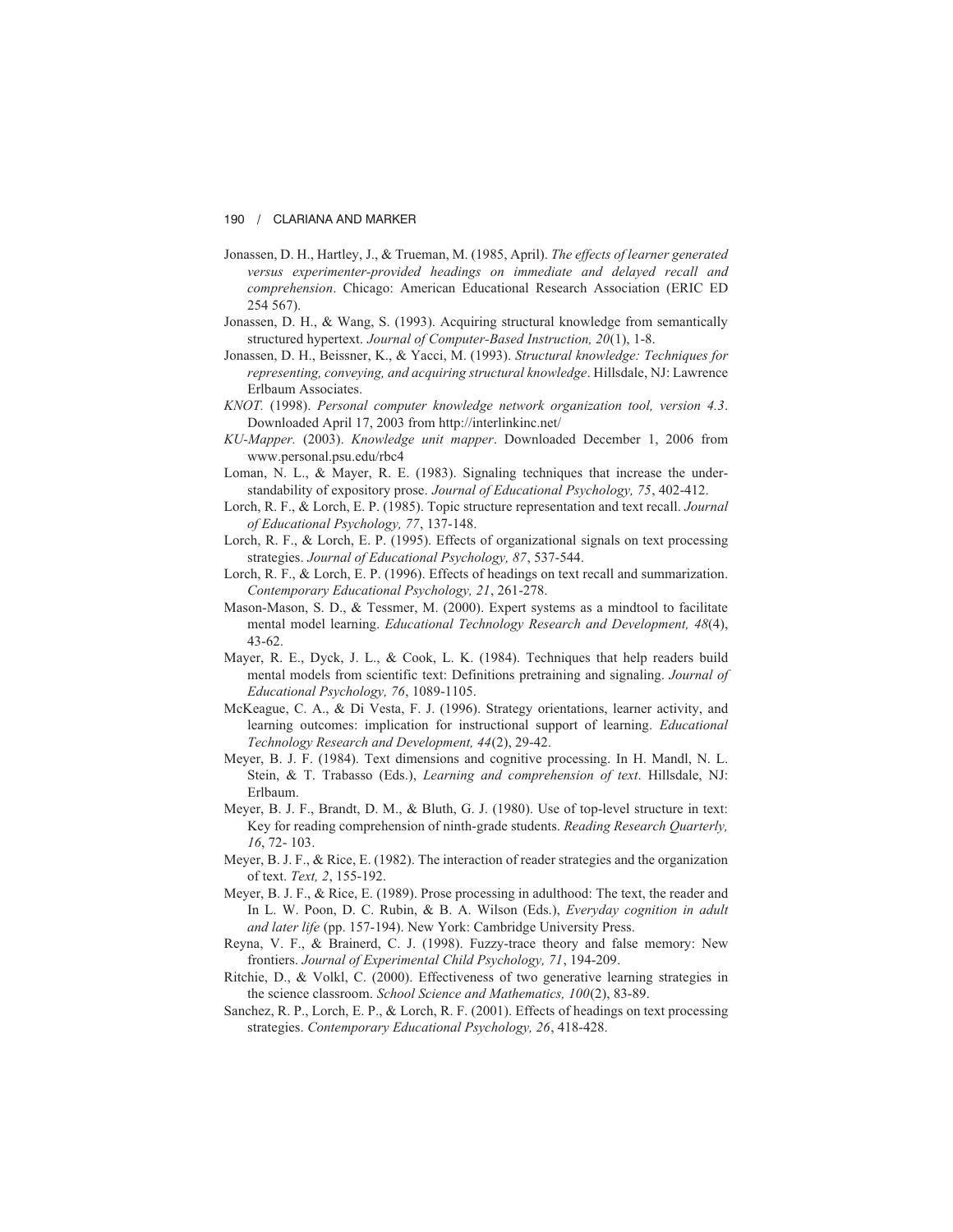Jonassen, D. H., Hartley, J., & Trueman, M. (1985, April). *The effects of learner generated versus experimenter-provided headings on immediate and delayed recall and comprehension*. Chicago: American Educational Research Association (ERIC ED 254 567).

Jonassen, D. H., & Wang, S. (1993). Acquiring structural knowledge from semantically structured hypertext. *Journal of Computer-Based Instruction, 20*(1), 1-8.

Jonassen, D. H., Beissner, K., & Yacci, M. (1993). *Structural knowledge: Techniques for representing, conveying, and acquiring structural knowledge*. Hillsdale, NJ: Lawrence Erlbaum Associates.

*KNOT.* (1998). *Personal computer knowledge network organization tool, version 4.3*. Downloaded April 17, 2003 from http://interlinkinc.net/

*KU-Mapper.* (2003). *Knowledge unit mapper*. Downloaded December 1, 2006 from www.personal.psu.edu/rbc4

Loman, N. L., & Mayer, R. E. (1983). Signaling techniques that increase the understandability of expository prose. *Journal of Educational Psychology, 75*, 402-412.

Lorch, R. F., & Lorch, E. P. (1985). Topic structure representation and text recall. *Journal of Educational Psychology, 77*, 137-148.

Lorch, R. F., & Lorch, E. P. (1995). Effects of organizational signals on text processing strategies. *Journal of Educational Psychology, 87*, 537-544.

Lorch, R. F., & Lorch, E. P. (1996). Effects of headings on text recall and summarization. *Contemporary Educational Psychology, 21*, 261-278.

Mason-Mason, S. D., & Tessmer, M. (2000). Expert systems as a mindtool to facilitate mental model learning. *Educational Technology Research and Development, 48*(4), 43-62.

Mayer, R. E., Dyck, J. L., & Cook, L. K. (1984). Techniques that help readers build mental models from scientific text: Definitions pretraining and signaling. *Journal of Educational Psychology, 76*, 1089-1105.

McKeague, C. A., & Di Vesta, F. J. (1996). Strategy orientations, learner activity, and learning outcomes: implication for instructional support of learning. *Educational Technology Research and Development, 44*(2), 29-42.

Meyer, B. J. F. (1984). Text dimensions and cognitive processing. In H. Mandl, N. L. Stein, & T. Trabasso (Eds.), *Learning and comprehension of text*. Hillsdale, NJ: Erlbaum.

Meyer, B. J. F., Brandt, D. M., & Bluth, G. J. (1980). Use of top-level structure in text: Key for reading comprehension of ninth-grade students. *Reading Research Quarterly, 16*, 72- 103.

Meyer, B. J. F., & Rice, E. (1982). The interaction of reader strategies and the organization of text. *Text, 2*, 155-192.

Meyer, B. J. F., & Rice, E. (1989). Prose processing in adulthood: The text, the reader and In L. W. Poon, D. C. Rubin, & B. A. Wilson (Eds.), *Everyday cognition in adult and later life* (pp. 157-194). New York: Cambridge University Press.

Reyna, V. F., & Brainerd, C. J. (1998). Fuzzy-trace theory and false memory: New frontiers. *Journal of Experimental Child Psychology, 71*, 194-209.

Ritchie, D., & Volkl, C. (2000). Effectiveness of two generative learning strategies in the science classroom. *School Science and Mathematics, 100*(2), 83-89.

Sanchez, R. P., Lorch, E. P., & Lorch, R. F. (2001). Effects of headings on text processing strategies. *Contemporary Educational Psychology, 26*, 418-428.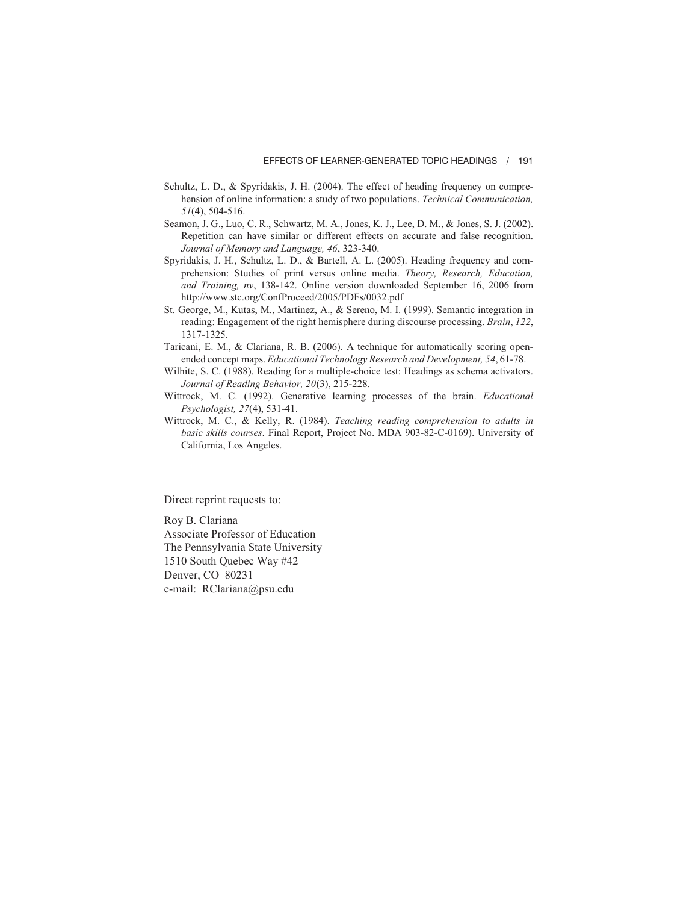Schultz, L. D., & Spyridakis, J. H. (2004). The effect of heading frequency on comprehension of online information: a study of two populations. *Technical Communication, 51*(4), 504-516.

Seamon, J. G., Luo, C. R., Schwartz, M. A., Jones, K. J., Lee, D. M., & Jones, S. J. (2002). Repetition can have similar or different effects on accurate and false recognition. *Journal of Memory and Language, 46*, 323-340.

Spyridakis, J. H., Schultz, L. D., & Bartell, A. L. (2005). Heading frequency and comprehension: Studies of print versus online media. *Theory, Research, Education, and Training, nv*, 138-142. Online version downloaded September 16, 2006 from http://www.stc.org/ConfProceed/2005/PDFs/0032.pdf

St. George, M., Kutas, M., Martinez, A., & Sereno, M. I. (1999). Semantic integration in reading: Engagement of the right hemisphere during discourse processing. *Brain*, *122*, 1317-1325.

Taricani, E. M., & Clariana, R. B. (2006). A technique for automatically scoring open-ended concept maps. *Educational Technology Research and Development, 54*, 61-78.

Wilhite, S. C. (1988). Reading for a multiple-choice test: Headings as schema activators. *Journal of Reading Behavior, 20*(3), 215-228.

Wittrock, M. C. (1992). Generative learning processes of the brain. *Educational Psychologist, 27*(4), 531-41.

Wittrock, M. C., & Kelly, R. (1984). *Teaching reading comprehension to adults in basic skills courses*. Final Report, Project No. MDA 903-82-C-0169). University of California, Los Angeles.

Direct reprint requests to:

Roy B. Clariana
Associate Professor of Education
The Pennsylvania State University
1510 South Quebec Way #42
Denver, CO 80231
e-mail: RClariana@psu.edu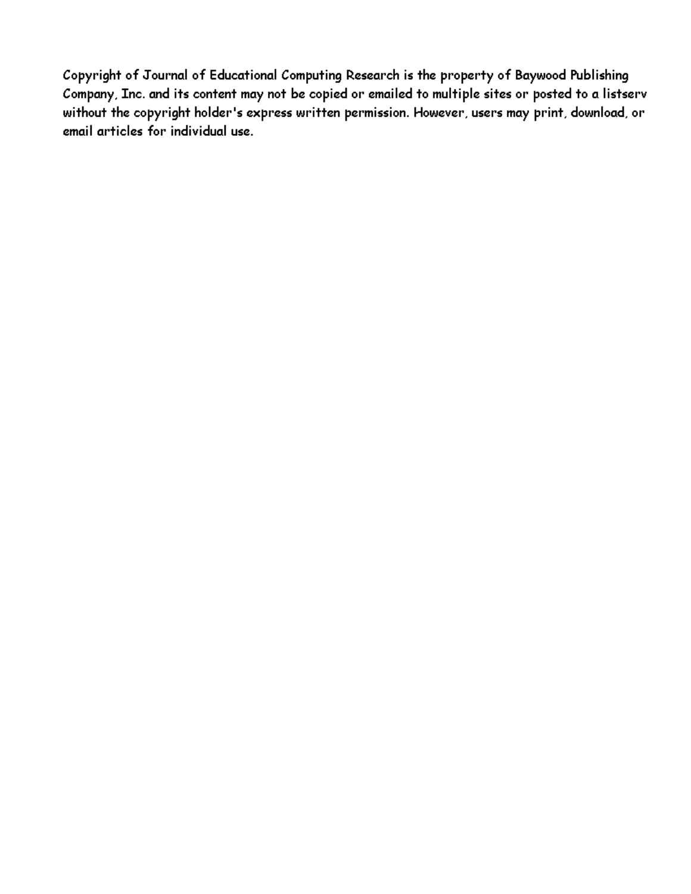Copyright of Journal of Educational Computing Research is the property of Baywood Publishing Company, Inc. and its content may not be copied or emailed to multiple sites or posted to a listserv without the copyright holder's express written permission. However, users may print, download, or email articles for individual use.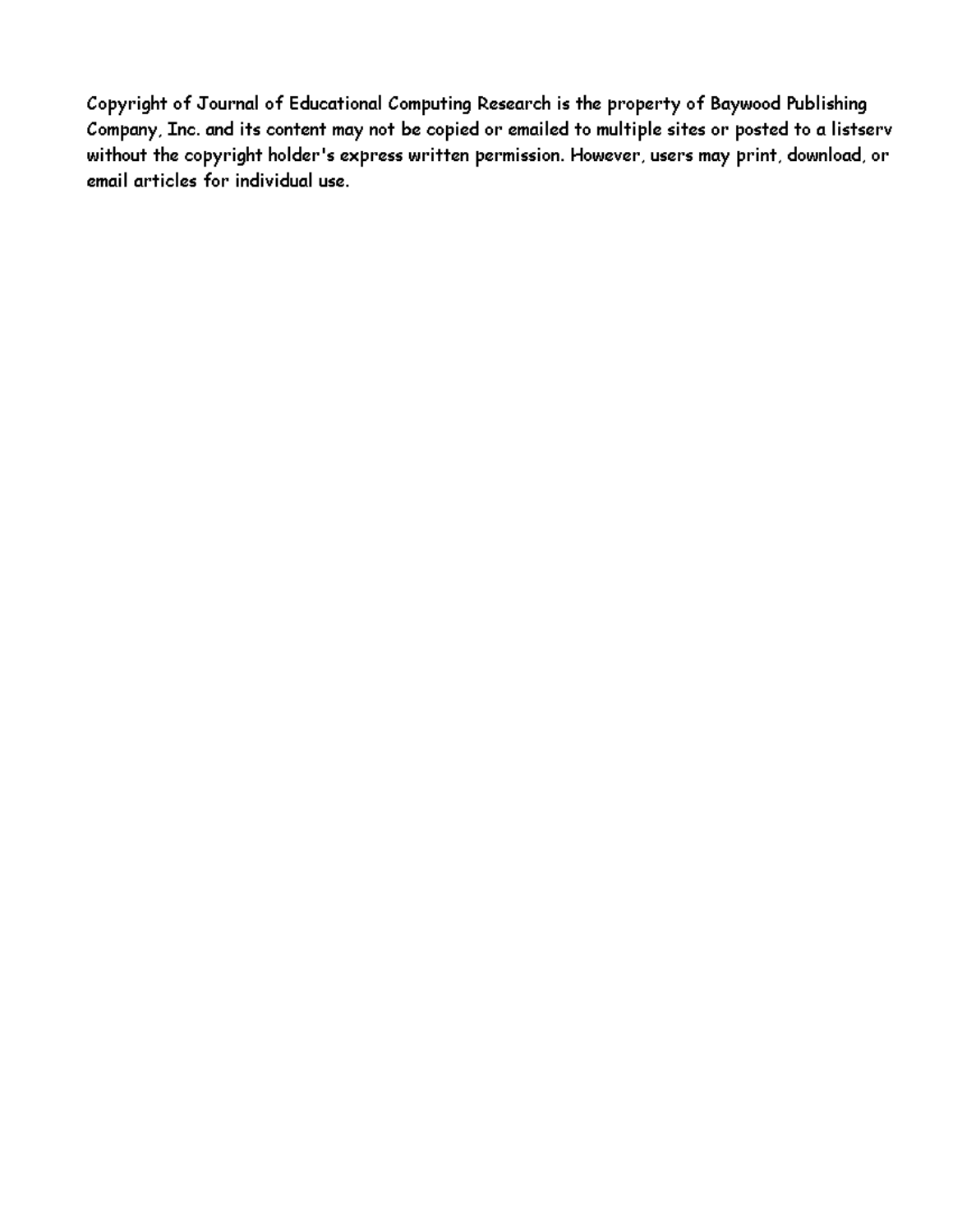Copyright of Journal of Educational Computing Research is the property of Baywood Publishing Company, Inc. and its content may not be copied or emailed to multiple sites or posted to a listserv without the copyright holder's express written permission. However, users may print, download, or email articles for individual use.